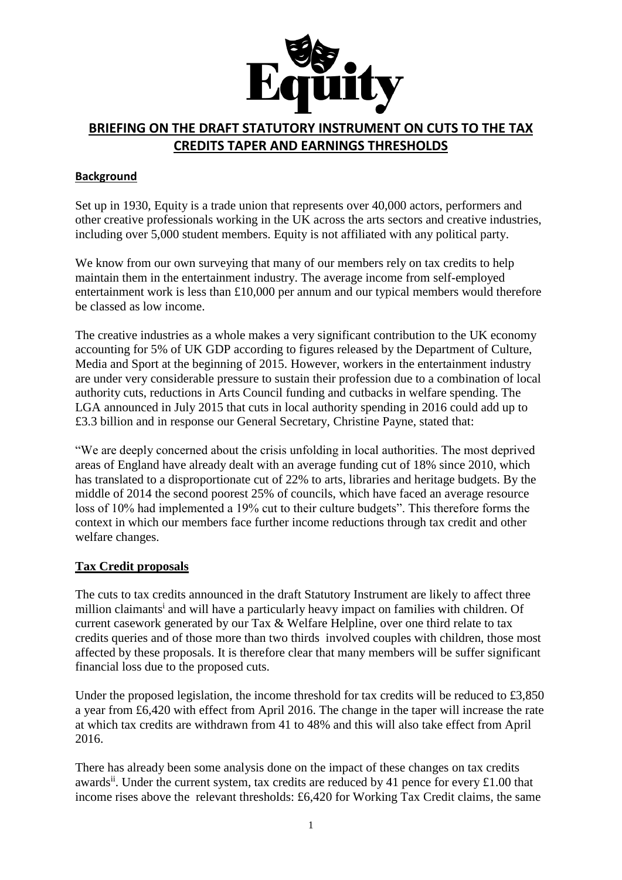# BRIEFING ON THE DRAFT STATUTORY INSTRUMENT ON CUTS TO THE TAX CREDITS TAPER AND EARNINGS THRESHOLDS

## Background

Set up in 1930, Equity is a trade union that represents over 40,000 actors, performers and other creative professionals working in the UK across the arts sectors and creative industries, including over 5,000 student members. Equity is not affiliated with any political party.

We know from our own surveying that many of our members rely on tax credits to help maintain them in the entertainment industry. The average income from self-employed entertainment work is less than £10,000 per annum and our typical members would therefore be classed as low income.

The creative industries as a whole makes a very significant contribution to the UK economy accounting for 5% of UK GDP according to figures released by the Department of Culture, Media and Sport at the beginning of 2015. However, workers in the entertainment industry are under very considerable pressure to sustain their profession due to a combination of local authority cuts, reductions in Arts Council funding and cutbacks in welfare spending. The LGA announced in July 2015 that cuts in local authority spending in 2016 could add up to £3.3 billion and in response our General Secretary, Christine Payne, stated that:

"We are deeply concerned about the crisis unfolding in local authorities. The most deprived areas of England have already dealt with an average funding cut of 18% since 2010, which has translated to a disproportionate cut of 22% to arts, libraries and heritage budgets. By the middle of 2014 the second poorest 25% of councils, which have faced an average resource loss of 10% had implemented a 19% cut to their culture budgets". This therefore forms the context in which our members face further income reductions through tax credit and other welfare changes.

## Tax Credit proposals

The cuts to tax credits announced in the draft Statutory Instrument are likely to affect three million claimants[i] and will have a particularly heavy impact on families with children. Of current casework generated by our Tax & Welfare Helpline, over one third relate to tax credits queries and of those more than two thirds involved couples with children, those most affected by these proposals. It is therefore clear that many members will be suffer significant financial loss due to the proposed cuts.

Under the proposed legislation, the income threshold for tax credits will be reduced to £3,850 a year from £6,420 with effect from April 2016. The change in the taper will increase the rate at which tax credits are withdrawn from 41 to 48% and this will also take effect from April 2016.

There has already been some analysis done on the impact of these changes on tax credits awards[ii]. Under the current system, tax credits are reduced by 41 pence for every £1.00 that income rises above the relevant thresholds: £6,420 for Working Tax Credit claims, the same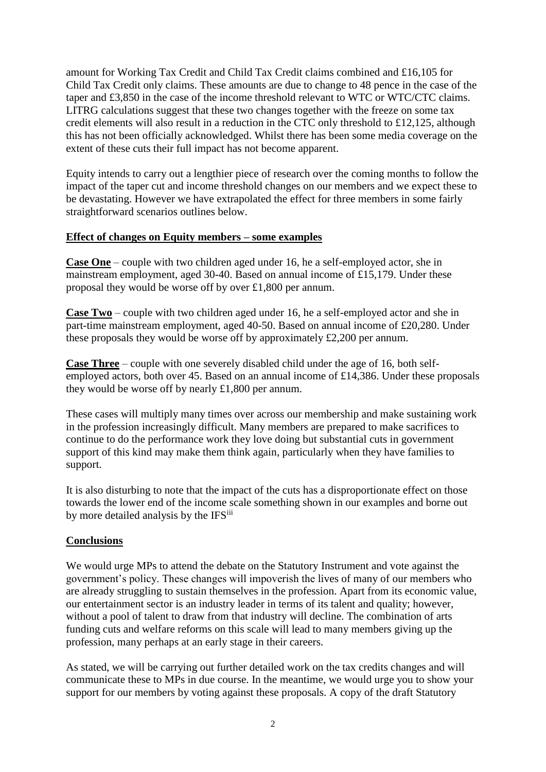amount for Working Tax Credit and Child Tax Credit claims combined and £16,105 for Child Tax Credit only claims. These amounts are due to change to 48 pence in the case of the taper and £3,850 in the case of the income threshold relevant to WTC or WTC/CTC claims. LITRG calculations suggest that these two changes together with the freeze on some tax credit elements will also result in a reduction in the CTC only threshold to £12,125, although this has not been officially acknowledged. Whilst there has been some media coverage on the extent of these cuts their full impact has not become apparent.

Equity intends to carry out a lengthier piece of research over the coming months to follow the impact of the taper cut and income threshold changes on our members and we expect these to be devastating. However we have extrapolated the effect for three members in some fairly straightforward scenarios outlines below.

**Effect of changes on Equity members – some examples**

**Case One** – couple with two children aged under 16, he a self-employed actor, she in mainstream employment, aged 30-40. Based on annual income of £15,179. Under these proposal they would be worse off by over £1,800 per annum.

**Case Two** – couple with two children aged under 16, he a self-employed actor and she in part-time mainstream employment, aged 40-50. Based on annual income of £20,280. Under these proposals they would be worse off by approximately £2,200 per annum.

**Case Three** – couple with one severely disabled child under the age of 16, both self-employed actors, both over 45. Based on an annual income of £14,386. Under these proposals they would be worse off by nearly £1,800 per annum.

These cases will multiply many times over across our membership and make sustaining work in the profession increasingly difficult. Many members are prepared to make sacrifices to continue to do the performance work they love doing but substantial cuts in government support of this kind may make them think again, particularly when they have families to support.

It is also disturbing to note that the impact of the cuts has a disproportionate effect on those towards the lower end of the income scale something shown in our examples and borne out by more detailed analysis by the IFS[iii]

**Conclusions**

We would urge MPs to attend the debate on the Statutory Instrument and vote against the government's policy. These changes will impoverish the lives of many of our members who are already struggling to sustain themselves in the profession. Apart from its economic value, our entertainment sector is an industry leader in terms of its talent and quality; however, without a pool of talent to draw from that industry will decline. The combination of arts funding cuts and welfare reforms on this scale will lead to many members giving up the profession, many perhaps at an early stage in their careers.

As stated, we will be carrying out further detailed work on the tax credits changes and will communicate these to MPs in due course. In the meantime, we would urge you to show your support for our members by voting against these proposals. A copy of the draft Statutory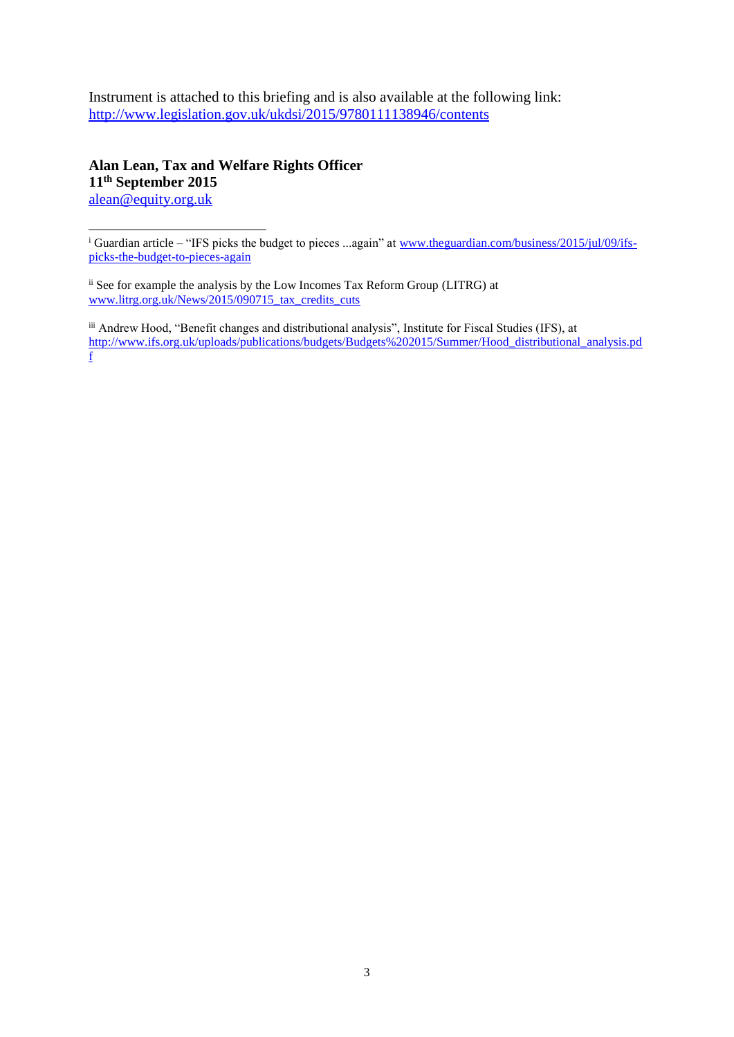Instrument is attached to this briefing and is also available at the following link: http://www.legislation.gov.uk/ukdsi/2015/9780111138946/contents

**Alan Lean, Tax and Welfare Rights Officer**
**11th September 2015**
alean@equity.org.uk

---

[i] Guardian article – "IFS picks the budget to pieces ...again" at www.theguardian.com/business/2015/jul/09/ifs-picks-the-budget-to-pieces-again

[ii] See for example the analysis by the Low Incomes Tax Reform Group (LITRG) at www.litrg.org.uk/News/2015/090715_tax_credits_cuts

[iii] Andrew Hood, "Benefit changes and distributional analysis", Institute for Fiscal Studies (IFS), at http://www.ifs.org.uk/uploads/publications/budgets/Budgets%202015/Summer/Hood_distributional_analysis.pdf